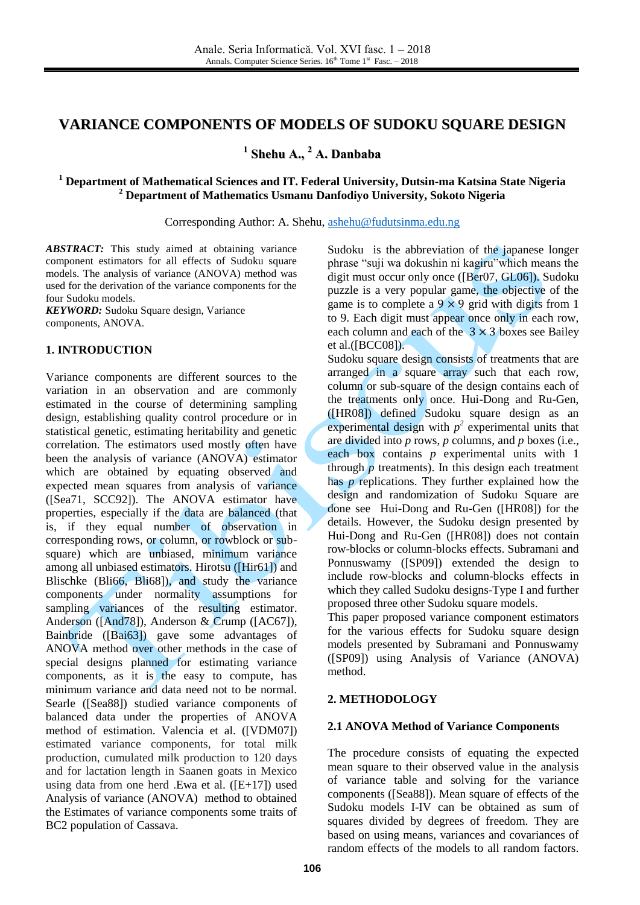# VARIANCE COMPONENTS OF MODELS OF SUDOKU SQUARE DESIGN

**[1] Shehu A., [2] A. Danbaba**

**[1] Department of Mathematical Sciences and IT. Federal University, Dutsin-ma Katsina State Nigeria**
**[2] Department of Mathematics Usmanu Danfodiyo University, Sokoto Nigeria**

Corresponding Author: A. Shehu, ashehu@fudutsinma.edu.ng

***ABSTRACT:*** This study aimed at obtaining variance component estimators for all effects of Sudoku square models. The analysis of variance (ANOVA) method was used for the derivation of the variance components for the four Sudoku models.

***KEYWORD:*** Sudoku Square design, Variance components, ANOVA.

## 1. INTRODUCTION

Variance components are different sources to the variation in an observation and are commonly estimated in the course of determining sampling design, establishing quality control procedure or in statistical genetic, estimating heritability and genetic correlation. The estimators used mostly often have been the analysis of variance (ANOVA) estimator which are obtained by equating observed and expected mean squares from analysis of variance ([Sea71, SCC92]). The ANOVA estimator have properties, especially if the data are balanced (that is, if they equal number of observation in corresponding rows, or column, or rowblock or sub-square) which are unbiased, minimum variance among all unbiased estimators. Hirotsu ([Hir61]) and Blischke (Bli66, Bli68]), and study the variance components under normality assumptions for sampling variances of the resulting estimator. Anderson ([And78]), Anderson & Crump ([AC67]), Bainbride ([Bai63]) gave some advantages of ANOVA method over other methods in the case of special designs planned for estimating variance components, as it is the easy to compute, has minimum variance and data need not to be normal. Searle ([Sea88]) studied variance components of balanced data under the properties of ANOVA method of estimation. Valencia et al. ([VDM07]) estimated variance components, for total milk production, cumulated milk production to 120 days and for lactation length in Saanen goats in Mexico using data from one herd .Ewa et al. ([E+17]) used Analysis of variance (ANOVA) method to obtained the Estimates of variance components some traits of BC2 population of Cassava.

Sudoku is the abbreviation of the japanese longer phrase "suji wa dokushin ni kagiru"which means the digit must occur only once ([Ber07, GL06]). Sudoku puzzle is a very popular game, the objective of the game is to complete a $9 \times 9$ grid with digits from 1 to 9. Each digit must appear once only in each row, each column and each of the $3 \times 3$ boxes see Bailey et al.([BCC08]).

Sudoku square design consists of treatments that are arranged in a square array such that each row, column or sub-square of the design contains each of the treatments only once. Hui-Dong and Ru-Gen, ([HR08]) defined Sudoku square design as an experimental design with $p^2$ experimental units that are divided into $p$ rows, $p$ columns, and $p$ boxes (i.e., each box contains $p$ experimental units with 1 through $p$ treatments). In this design each treatment has $p$ replications. They further explained how the design and randomization of Sudoku Square are done see Hui-Dong and Ru-Gen ([HR08]) for the details. However, the Sudoku design presented by Hui-Dong and Ru-Gen ([HR08]) does not contain row-blocks or column-blocks effects. Subramani and Ponnuswamy ([SP09]) extended the design to include row-blocks and column-blocks effects in which they called Sudoku designs-Type I and further proposed three other Sudoku square models.

This paper proposed variance component estimators for the various effects for Sudoku Square design models presented by Subramani and Ponnuswamy ([SP09]) using Analysis of Variance (ANOVA) method.

## 2. METHODOLOGY

### 2.1 ANOVA Method of Variance Components

The procedure consists of equating the expected mean square to their observed value in the analysis of variance table and solving for the variance components ([Sea88]). Mean square of effects of the Sudoku models I-IV can be obtained as sum of squares divided by degrees of freedom. They are based on using means, variances and covariances of random effects of the models to all random factors.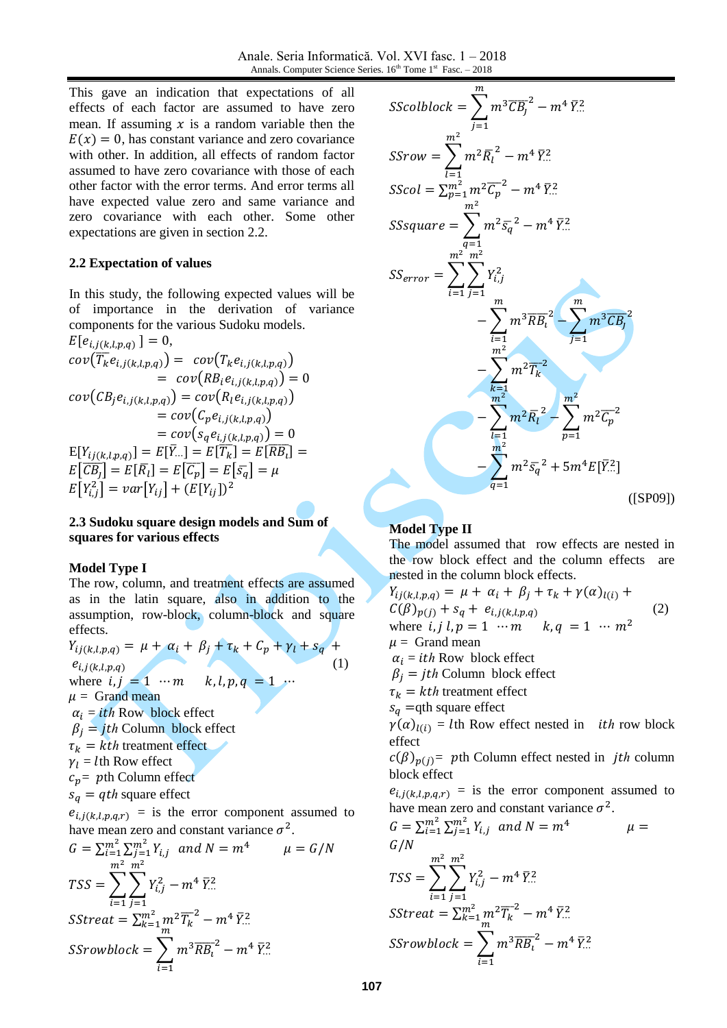This gave an indication that expectations of all effects of each factor are assumed to have zero mean. If assuming $x$ is a random variable then the $E(x) = 0$, has constant variance and zero covariance with other. In addition, all effects of random factor assumed to have zero covariance with those of each other factor with the error terms. And error terms all have expected value zero and same variance and zero covariance with each other. Some other expectations are given in section 2.2.

### 2.2 Expectation of values

In this study, the following expected values will be of importance in the derivation of variance components for the various Sudoku models.

$$E[e_{i,j(k,l,p,q)}] = 0,$$

$$cov(\overline{T}_k e_{i,j(k,l,p,q)}) = cov(T_k e_{i,j(k,l,p,q)}) = cov(RB_i e_{i,j(k,l,p,q)}) = 0$$

$$cov(CB_j e_{i,j(k,l,p,q)}) = cov(R_l e_{i,j(k,l,p,q)}) = cov(C_p e_{i,j(k,l,p,q)}) = cov(s_q e_{i,j(k,l,p,q)}) = 0$$

$$\mathrm{E}[Y_{ij(k,l,p,q)}] = E[\overline{Y}_{\ldots}] = E[\overline{T_k}] = E[\overline{RB_i}] = E[\overline{CB_j}] = E[\overline{R_l}] = E[\overline{C_p}] = E[\overline{s_q}] = \mu$$

$$E[Y_{i,j}^2] = var[Y_{ij}] + (E[Y_{ij}])^2$$

### 2.3 Sudoku square design models and Sum of squares for various effects

**Model Type I**

The row, column, and treatment effects are assumed as in the latin square, also in addition to the assumption, row-block, column-block and square effects.

$$Y_{ij(k,l,p,q)} = \mu + \alpha_i + \beta_j + \tau_k + C_p + \gamma_l + s_q + e_{i,j(k,l,p,q)} \quad (1)$$

where $i,j = 1 \cdots m \quad k,l,p,q = 1 \cdots$

$\mu =$ Grand mean

$\alpha_i = ith$ Row block effect

$\beta_j = jth$ Column block effect

$\tau_k = kth$ treatment effect

$\gamma_l = l$th Row effect

$c_p =$ $p$th Column effect

$s_q = qth$ square effect

$e_{i,j(k,l,p,q,r)}$ = is the error component assumed to have mean zero and constant variance $\sigma^2$.

$G = \sum_{i=1}^{m^2} \sum_{j=1}^{m^2} Y_{i,j}$ and $N = m^4$ $\quad \mu = G/N$

$$TSS = \sum_{i=1}^{m^2} \sum_{j=1}^{m^2} Y_{i,j}^2 - m^4\, \overline{Y}_{\ldots}^2$$

$$SStreat = \sum_{k=1}^{m^2} m^2 \overline{T_k}^2 - m^4\, \overline{Y}_{\ldots}^2$$

$$SSrowblock = \sum_{i=1}^{m} m^3 \overline{RB_i}^2 - m^4\, \overline{Y}_{\ldots}^2$$

$$SScolblock = \sum_{j=1}^{m} m^3 \overline{CB_j}^2 - m^4\, \overline{Y}_{\ldots}^2$$

$$SSrow = \sum_{l=1}^{m^2} m^2 \overline{R_l}^2 - m^4\, \overline{Y}_{\ldots}^2$$

$$SScol = \sum_{p=1}^{m^2} m^2 \overline{C_p}^2 - m^4\, \overline{Y}_{\ldots}^2$$

$$SSsquare = \sum_{q=1}^{m^2} m^2 \overline{s_q}^2 - m^4\, \overline{Y}_{\ldots}^2$$

$$SS_{error} = \sum_{i=1}^{m^2} \sum_{j=1}^{m^2} Y_{i,j}^2 - \sum_{i=1}^{m} m^3 \overline{RB_i}^2 - \sum_{j=1}^{m} m^3 \overline{CB_j}^2 - \sum_{k=1}^{m^2} m^2 \overline{T_k}^2 - \sum_{l=1}^{m^2} m^2 \overline{R_l}^2 - \sum_{p=1}^{m^2} m^2 \overline{C_p}^2 - \sum_{q=1}^{m^2} m^2 \overline{s_q}^2 + 5m^4 E[\overline{Y}_{\ldots}^2]$$

([SP09])

**Model Type II**

The model assumed that row effects are nested in the row block effect and the column effects are nested in the column block effects.

$$Y_{ij(k,l,p,q)} = \mu + \alpha_i + \beta_j + \tau_k + \gamma(\alpha)_{l(i)} + C(\beta)_{p(j)} + s_q + e_{i,j(k,l,p,q)} \quad (2)$$

where $i,j\ l,p = 1 \cdots m \quad k,q = 1 \cdots m^2$

$\mu =$ Grand mean

$\alpha_i = ith$ Row block effect

$\beta_j = jth$ Column block effect

$\tau_k = kth$ treatment effect

$s_q =$ qth square effect

$\gamma(\alpha)_{l(i)} =$ $l$th Row effect nested in $ith$ row block effect

$c(\beta)_{p(j)} =$ $p$th Column effect nested in $jth$ column block effect

$e_{i,j(k,l,p,q,r)}$ = is the error component assumed to have mean zero and constant variance $\sigma^2$.

$G = \sum_{i=1}^{m^2} \sum_{j=1}^{m^2} Y_{i,j}$ and $N = m^4$ $\quad \mu = G/N$

$$TSS = \sum_{i=1}^{m^2} \sum_{j=1}^{m^2} Y_{i,j}^2 - m^4\, \overline{Y}_{\ldots}^2$$

$$SStreat = \sum_{k=1}^{m^2} m^2 \overline{T_k}^2 - m^4\, \overline{Y}_{\ldots}^2$$

$$SSrowblock = \sum_{i=1}^{m} m^3 \overline{RB_i}^2 - m^4\, \overline{Y}_{\ldots}^2$$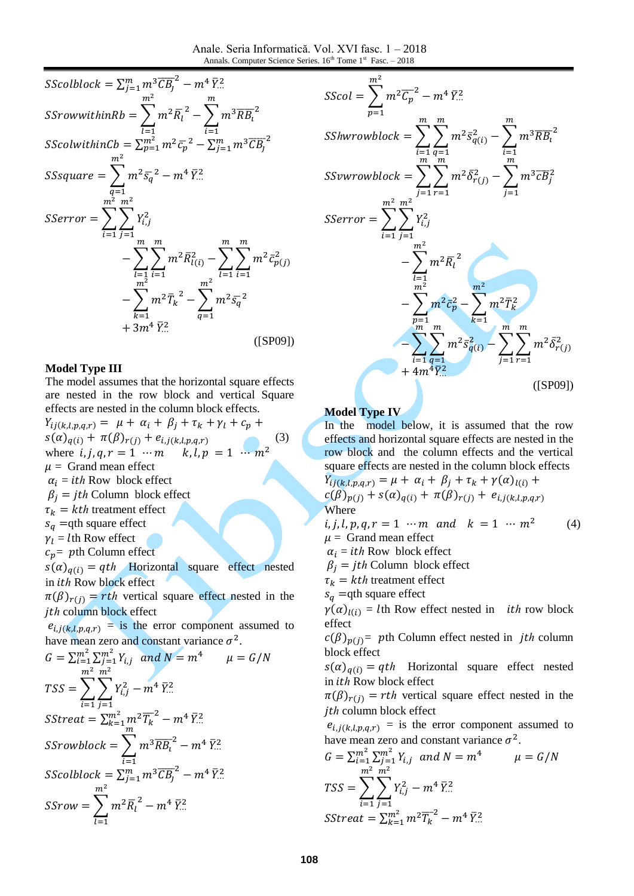$$SScolblock = \sum_{j=1}^{m} m^3 \overline{CB_j}^2 - m^4 \bar{Y}_{..}^2$$

$$SSrowwithinRb = \sum_{l=1}^{m^2} m^2 \bar{R_l}^2 - \sum_{i=1}^{m} m^3 \overline{RB_i}^2$$

$$SScolwithinCb = \sum_{p=1}^{m^2} m^2 \bar{c_p}^2 - \sum_{j=1}^{m} m^3 \overline{CB_j}^2$$

$$SSsquare = \sum_{q=1}^{m^2} m^2 \bar{s_q}^2 - m^4 \bar{Y}_{..}^2$$

$$SSerror = \sum_{i=1}^{m^2}\sum_{j=1}^{m^2} Y_{i,j}^2 - \sum_{l=1}^{m}\sum_{i=1}^{m} m^2 \bar{R}_{l(i)}^2 - \sum_{l=1}^{m}\sum_{i=1}^{m} m^2 \bar{c}_{p(j)}^2 - \sum_{k=1}^{m^2} m^2 \bar{T_k}^2 - \sum_{q=1}^{m^2} m^2 \bar{s_q}^2 + 3m^4 \bar{Y}_{..}^2$$

([SP09])

**Model Type III**

The model assumes that the horizontal square effects are nested in the row block and vertical Square effects are nested in the column block effects.

$$Y_{ij(k,l,p,q,r)} = \mu + \alpha_i + \beta_j + \tau_k + \gamma_l + c_p + s(\alpha)_{q(i)} + \pi(\beta)_{r(j)} + e_{i,j(k,l,p,q,r)} \quad (3)$$

where $i, j, q, r = 1 \cdots m \quad k, l, p = 1 \cdots m^2$

$\mu =$ Grand mean effect

$\alpha_i = ith$ Row block effect

$\beta_j = jth$ Column block effect

$\tau_k = kth$ treatment effect

$s_q =$qth square effect

$\gamma_l = l$th Row effect

$c_p =$ pth Column effect

$s(\alpha)_{q(i)} = qth$ Horizontal square effect nested in $ith$ Row block effect

$\pi(\beta)_{r(j)} = rth$ vertical square effect nested in the $jth$ column block effect

$e_{i,j(k,l,p,q,r)}$ = is the error component assumed to have mean zero and constant variance $\sigma^2$.

$$G = \sum_{i=1}^{m^2}\sum_{j=1}^{m^2} Y_{i,j} \ \ and\ N = m^4 \qquad \mu = G/N$$

$$TSS = \sum_{i=1}^{m^2}\sum_{j=1}^{m^2} Y_{i,j}^2 - m^4 \bar{Y}_{..}^2$$

$$SStreat = \sum_{k=1}^{m^2} m^2 \bar{T_k}^2 - m^4 \bar{Y}_{..}^2$$

$$SSrowblock = \sum_{i=1}^{m} m^3 \overline{RB_i}^2 - m^4 \bar{Y}_{..}^2$$

$$SScolblock = \sum_{j=1}^{m} m^3 \overline{CB_j}^2 - m^4 \bar{Y}_{..}^2$$

$$SSrow = \sum_{l=1}^{m^2} m^2 \bar{R_l}^2 - m^4 \bar{Y}_{..}^2$$

$$SScol = \sum_{p=1}^{m^2} m^2 \bar{C_p}^2 - m^4 \bar{Y}_{..}^2$$

$$SShwrowblock = \sum_{i=1}^{m}\sum_{q=1}^{m} m^2 \bar{s}_{q(i)}^2 - \sum_{i=1}^{m} m^3 \overline{RB_i}^2$$

$$SSvwrowblock = \sum_{j=1}^{m}\sum_{r=1}^{m} m^2 \bar{\delta}_{r(j)}^2 - \sum_{j=1}^{m} m^3 \overline{cB}_j^2$$

$$SSerror = \sum_{i=1}^{m^2}\sum_{j=1}^{m^2} Y_{i,j}^2 - \sum_{l=1}^{m^2} m^2 \bar{R_l}^2 - \sum_{p=1}^{m^2} m^2 \bar{c}_p^2 - \sum_{k=1}^{m^2} m^2 \bar{T}_k^2 - \sum_{i=1}^{m}\sum_{q=1}^{m} m^2 \bar{s}_{q(i)}^2 - \sum_{j=1}^{m}\sum_{r=1}^{m} m^2 \bar{\delta}_{r(j)}^2 + 4m^4 \bar{Y}_{..}^2$$

([SP09])

**Model Type IV**

In the model below, it is assumed that the row effects and horizontal square effects are nested in the row block and the column effects and the vertical square effects are nested in the column block effects

$$Y_{ij(k,l,p,q,r)} = \mu + \alpha_i + \beta_j + \tau_k + \gamma(\alpha)_{l(i)} + c(\beta)_{p(j)} + s(\alpha)_{q(i)} + \pi(\beta)_{r(j)} + e_{i,j(k,l,p,q,r)}$$

Where

$$i, j, l, p, q, r = 1 \cdots m \ \ and \ \ k = 1 \cdots m^2 \quad (4)$$

$\mu =$ Grand mean effect

$\alpha_i = ith$ Row block effect

$\beta_j = jth$ Column block effect

$\tau_k = kth$ treatment effect

$s_q =$qth square effect

$\gamma(\alpha)_{l(i)} = l$th Row effect nested in $ith$ row block effect

$c(\beta)_{p(j)} =$ pth Column effect nested in $jth$ column block effect

$s(\alpha)_{q(i)} = qth$ Horizontal square effect nested in $ith$ Row block effect

$\pi(\beta)_{r(j)} = rth$ vertical square effect nested in the $jth$ column block effect

$e_{i,j(k,l,p,q,r)}$ = is the error component assumed to have mean zero and constant variance $\sigma^2$.

$$G = \sum_{i=1}^{m^2}\sum_{j=1}^{m^2} Y_{i,j} \ \ and\ N = m^4 \qquad \mu = G/N$$

$$TSS = \sum_{i=1}^{m^2}\sum_{j=1}^{m^2} Y_{i,j}^2 - m^4 \bar{Y}_{..}^2$$

$$SStreat = \sum_{k=1}^{m^2} m^2 \bar{T_k}^2 - m^4 \bar{Y}_{..}^2$$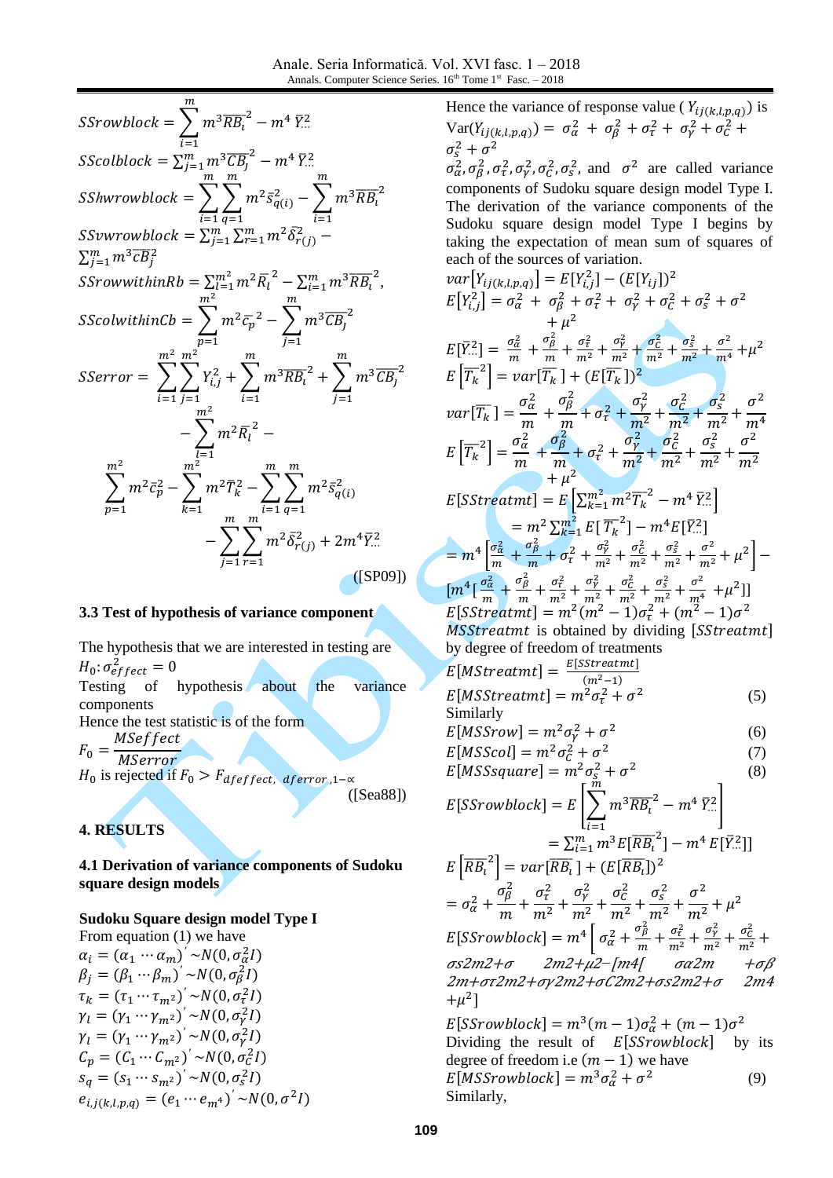$$SSrowblock = \sum_{i=1}^{m} m^3 \overline{RB}_l^{\,2} - m^4\, \bar{Y}_{..}^2$$

$SScolblock = \sum_{j=1}^{m} m^3 \overline{CB}_j^{\,2} - m^4\, \bar{Y}_{..}^2$

$$SShwrowblock = \sum_{i=1}^{m}\sum_{q=1}^{m} m^2 \bar{s}_{q(i)}^2 - \sum_{i=1}^{m} m^3 \overline{RB}_l^{\,2}$$

$SSvwrowblock = \sum_{j=1}^{m}\sum_{r=1}^{m} m^2 \bar{\delta}_{r(j)}^2 - \sum_{j=1}^{m} m^3 \overline{cB}_j^2$

$SSrowwithinRb = \sum_{l=1}^{m^2} m^2 \bar{R}_l^{\,2} - \sum_{i=1}^{m} m^3 \overline{RB}_l^{\,2}$,

$$SScolwithinCb = \sum_{p=1}^{m^2} m^2 \bar{c}_p^{\,2} - \sum_{j=1}^{m} m^3 \overline{CB}_j^{\,2}$$

$$SSerror = \sum_{i=1}^{m^2}\sum_{j=1}^{m^2} Y_{i,j}^2 + \sum_{i=1}^{m} m^3 \overline{RB}_l^{\,2} + \sum_{j=1}^{m} m^3 \overline{CB}_j^{\,2} - \sum_{l=1}^{m^2} m^2 \bar{R}_l^{\,2} - \sum_{p=1}^{m^2} m^2 \bar{c}_p^2 - \sum_{k=1}^{m^2} m^2 \bar{T}_k^2 - \sum_{i=1}^{m}\sum_{q=1}^{m} m^2 \bar{s}_{q(i)}^2 - \sum_{j=1}^{m}\sum_{r=1}^{m} m^2 \bar{\delta}_{r(j)}^2 + 2m^4 \bar{Y}_{..}^2$$

([SP09])

### 3.3 Test of hypothesis of variance component

The hypothesis that we are interested in testing are
$H_0{:}\,\sigma_{effect}^2 = 0$
Testing of hypothesis about the variance components
Hence the test statistic is of the form

$$F_0 = \frac{MSeffect}{MSerror}$$

$H_0$ is rejected if $F_0 > F_{dfeffect,\ dferror,1-\propto}$

([Sea88])

## 4. RESULTS

### 4.1 Derivation of variance components of Sudoku square design models

**Sudoku Square design model Type I**

From equation (1) we have

$\alpha_i = (\alpha_1 \cdots \alpha_m)' \sim N(0, \sigma_\alpha^2 I)$
$\beta_j = (\beta_1 \cdots \beta_m)' \sim N(0, \sigma_\beta^2 I)$
$\tau_k = (\tau_1 \cdots \tau_{m^2})' \sim N(0, \sigma_\tau^2 I)$
$\gamma_l = (\gamma_1 \cdots \gamma_{m^2})' \sim N(0, \sigma_\gamma^2 I)$
$\gamma_l = (\gamma_1 \cdots \gamma_{m^2})' \sim N(0, \sigma_\gamma^2 I)$
$C_p = (C_1 \cdots C_{m^2})' \sim N(0, \sigma_C^2 I)$
$s_q = (s_1 \cdots s_{m^2})' \sim N(0, \sigma_s^2 I)$
$e_{i,j(k,l,p,q)} = (e_1 \cdots e_{m^4})' \sim N(0, \sigma^2 I)$

Hence the variance of response value ($Y_{ij(k,l,p,q)}$) is
$\mathrm{Var}(Y_{ij(k,l,p,q)}) = \sigma_\alpha^2 + \sigma_\beta^2 + \sigma_\tau^2 + \sigma_\gamma^2 + \sigma_C^2 + \sigma_s^2 + \sigma^2$

$\sigma_\alpha^2, \sigma_\beta^2, \sigma_\tau^2, \sigma_\gamma^2, \sigma_C^2, \sigma_s^2$, and $\sigma^2$ are called variance components of Sudoku square design model Type I. The derivation of the variance components of the Sudoku square design model Type I begins by taking the expectation of mean sum of squares of each of the sources of variation.

$var[Y_{ij(k,l,p,q)}] = E[Y_{i,j}^2] - (E[Y_{ij}])^2$

$E[Y_{i,j}^2] = \sigma_\alpha^2 + \sigma_\beta^2 + \sigma_\tau^2 + \sigma_\gamma^2 + \sigma_C^2 + \sigma_s^2 + \sigma^2 + \mu^2$

$E[\bar{Y}_{..}^2] = \frac{\sigma_\alpha^2}{m} + \frac{\sigma_\beta^2}{m} + \frac{\sigma_\tau^2}{m^2} + \frac{\sigma_\gamma^2}{m^2} + \frac{\sigma_C^2}{m^2} + \frac{\sigma_s^2}{m^2} + \frac{\sigma^2}{m^4} + \mu^2$

$E\left[\overline{T_k}^2\right] = var[\overline{T_k}] + (E[\overline{T_k}])^2$

$var[\overline{T_k}] = \frac{\sigma_\alpha^2}{m} + \frac{\sigma_\beta^2}{m} + \sigma_\tau^2 + \frac{\sigma_\gamma^2}{m^2} + \frac{\sigma_C^2}{m^2} + \frac{\sigma_s^2}{m^2} + \frac{\sigma^2}{m^4}$

$E\left[\overline{T_k}^2\right] = \frac{\sigma_\alpha^2}{m} + \frac{\sigma_\beta^2}{m} + \sigma_\tau^2 + \frac{\sigma_\gamma^2}{m^2} + \frac{\sigma_C^2}{m^2} + \frac{\sigma_s^2}{m^2} + \frac{\sigma^2}{m^2} + \mu^2$

$E[SStreatmt] = E\left[\sum_{k=1}^{m^2} m^2 \overline{T_k}^2 - m^4\, \bar{Y}_{..}^2\right]$

$= m^2 \sum_{k=1}^{m^2} E[\overline{T_k}^2] - m^4 E[\bar{Y}_{..}^2]$

$= m^4\left[\frac{\sigma_\alpha^2}{m} + \frac{\sigma_\beta^2}{m} + \sigma_\tau^2 + \frac{\sigma_\gamma^2}{m^2} + \frac{\sigma_C^2}{m^2} + \frac{\sigma_s^2}{m^2} + \frac{\sigma^2}{m^2} + \mu^2\right] - \left[m^4\left[\frac{\sigma_\alpha^2}{m} + \frac{\sigma_\beta^2}{m} + \frac{\sigma_\tau^2}{m^2} + \frac{\sigma_\gamma^2}{m^2} + \frac{\sigma_C^2}{m^2} + \frac{\sigma_s^2}{m^2} + \frac{\sigma^2}{m^4} + \mu^2\right]\right]$

$E[SStreatmt] = m^2(m^2-1)\sigma_\tau^2 + (m^2-1)\sigma^2$

$MSStreatmt$ is obtained by dividing $[SStreatmt]$ by degree of freedom of treatments

$E[MStreatmt] = \frac{E[SStreatmt]}{(m^2-1)}$

$$E[MSStreatmt] = m^2\sigma_\tau^2 + \sigma^2 \qquad (5)$$

Similarly

$$E[MSSrow] = m^2\sigma_\gamma^2 + \sigma^2 \qquad (6)$$
$$E[MSScol] = m^2\sigma_C^2 + \sigma^2 \qquad (7)$$
$$E[MSSsquare] = m^2\sigma_s^2 + \sigma^2 \qquad (8)$$

$E[SSrowblock] = E\left[\sum_{i=1}^{m} m^3 \overline{RB}_l^{\,2} - m^4\, \bar{Y}_{..}^2\right]$

$= \sum_{i=1}^{m} m^3 E[\overline{RB}_l^{\,2}] - m^4 E[\bar{Y}_{..}^2]$

$E\left[\overline{RB}_l^{\,2}\right] = var[\overline{RB}_l] + (E[\overline{RB}_l])^2$

$= \sigma_\alpha^2 + \frac{\sigma_\beta^2}{m} + \frac{\sigma_\tau^2}{m^2} + \frac{\sigma_\gamma^2}{m^2} + \frac{\sigma_C^2}{m^2} + \frac{\sigma_s^2}{m^2} + \frac{\sigma^2}{m^2} + \mu^2$

$E[SSrowblock] = m^4\left[\sigma_\alpha^2 + \frac{\sigma_\beta^2}{m} + \frac{\sigma_\tau^2}{m^2} + \frac{\sigma_\gamma^2}{m^2} + \frac{\sigma_C^2}{m^2} +\right.$
σs2m2+σ 2m2+μ2−[m4[ σα2m +σβ 2m+στ2m2+σγ2m2+σC2m2+σs2m2+σ 2m4 +μ2]

$E[SSrowblock] = m^3(m-1)\sigma_\alpha^2 + (m-1)\sigma^2$

Dividing the result of $E[SSrowblock]$ by its degree of freedom i.e $(m-1)$ we have

$$E[MSSrowblock] = m^3\sigma_\alpha^2 + \sigma^2 \qquad (9)$$

Similarly,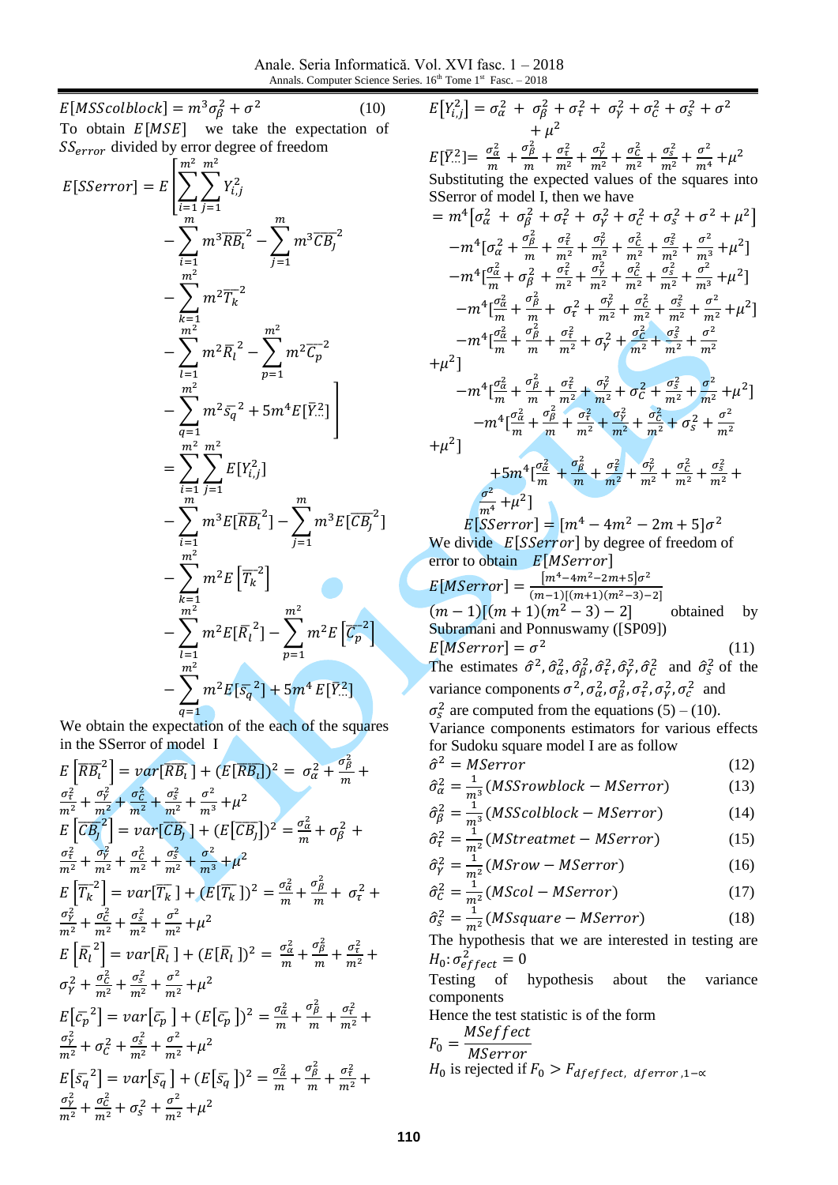$$E[MSScolblock] = m^3\sigma_\beta^2 + \sigma^2 \tag{10}$$

To obtain $E[MSE]$ we take the expectation of $SS_{error}$ divided by error degree of freedom

$$E[SSerror] = E\left[\sum_{i=1}^{m^2}\sum_{j=1}^{m^2} Y_{i,j}^2 - \sum_{i=1}^{m} m^3\overline{RB_i}^2 - \sum_{j=1}^{m} m^3\overline{CB_j}^2 - \sum_{k=1}^{m^2} m^2\overline{T_k}^2 - \sum_{l=1}^{m^2} m^2\bar{R_l}^2 - \sum_{p=1}^{m^2} m^2\bar{C_p}^2 - \sum_{q=1}^{m^2} m^2\bar{s_q}^2 + 5m^4E[\bar{Y}_{..}^2]\right]$$

$$= \sum_{i=1}^{m^2}\sum_{j=1}^{m^2} E[Y_{i,j}^2] - \sum_{i=1}^{m} m^3E[\overline{RB_i}^2] - \sum_{j=1}^{m} m^3E[\overline{CB_j}^2] - \sum_{k=1}^{m^2} m^2E\left[\overline{T_k}^2\right] - \sum_{l=1}^{m^2} m^2E[\bar{R_l}^2] - \sum_{p=1}^{m^2} m^2E\left[\bar{C_p}^2\right] - \sum_{q=1}^{m^2} m^2E[\bar{s_q}^2] + 5m^4E[\bar{Y}_{..}^2]$$

We obtain the expectation of the each of the squares in the SSerror of model I

$$E\left[\overline{RB_i}^2\right] = var[\overline{RB_i}] + (E[\overline{RB_i}])^2 = \sigma_\alpha^2 + \frac{\sigma_\beta^2}{m} + \frac{\sigma_\tau^2}{m^2} + \frac{\sigma_\gamma^2}{m^2} + \frac{\sigma_C^2}{m^2} + \frac{\sigma_s^2}{m^2} + \frac{\sigma^2}{m^3} + \mu^2$$

$$E\left[\overline{CB_j}^2\right] = var[\overline{CB_j}] + (E[\overline{CB_j}])^2 = \frac{\sigma_\alpha^2}{m} + \sigma_\beta^2 + \frac{\sigma_\tau^2}{m^2} + \frac{\sigma_\gamma^2}{m^2} + \frac{\sigma_C^2}{m^2} + \frac{\sigma_s^2}{m^2} + \frac{\sigma^2}{m^3} + \mu^2$$

$$E\left[\overline{T_k}^2\right] = var[\overline{T_k}] + (E[\overline{T_k}])^2 = \frac{\sigma_\alpha^2}{m} + \frac{\sigma_\beta^2}{m} + \sigma_\tau^2 + \frac{\sigma_\gamma^2}{m^2} + \frac{\sigma_C^2}{m^2} + \frac{\sigma_s^2}{m^2} + \frac{\sigma^2}{m^2} + \mu^2$$

$$E\left[\bar{R_l}^2\right] = var[\bar{R_l}] + (E[\bar{R_l}])^2 = \frac{\sigma_\alpha^2}{m} + \frac{\sigma_\beta^2}{m} + \frac{\sigma_\tau^2}{m^2} + \sigma_\gamma^2 + \frac{\sigma_C^2}{m^2} + \frac{\sigma_s^2}{m^2} + \frac{\sigma^2}{m^2} + \mu^2$$

$$E[\bar{c_p}^2] = var[\bar{c_p}] + (E[\bar{c_p}])^2 = \frac{\sigma_\alpha^2}{m} + \frac{\sigma_\beta^2}{m} + \frac{\sigma_\tau^2}{m^2} + \frac{\sigma_\gamma^2}{m^2} + \sigma_C^2 + \frac{\sigma_s^2}{m^2} + \frac{\sigma^2}{m^2} + \mu^2$$

$$E[\bar{s_q}^2] = var[\bar{s_q}] + (E[\bar{s_q}])^2 = \frac{\sigma_\alpha^2}{m} + \frac{\sigma_\beta^2}{m} + \frac{\sigma_\tau^2}{m^2} + \frac{\sigma_\gamma^2}{m^2} + \frac{\sigma_C^2}{m^2} + \sigma_s^2 + \frac{\sigma^2}{m^2} + \mu^2$$

$$E[Y_{i,j}^2] = \sigma_\alpha^2 + \sigma_\beta^2 + \sigma_\tau^2 + \sigma_\gamma^2 + \sigma_C^2 + \sigma_s^2 + \sigma^2 + \mu^2$$

$$E[\bar{Y}_{..}^2] = \frac{\sigma_\alpha^2}{m} + \frac{\sigma_\beta^2}{m} + \frac{\sigma_\tau^2}{m^2} + \frac{\sigma_\gamma^2}{m^2} + \frac{\sigma_C^2}{m^2} + \frac{\sigma_s^2}{m^2} + \frac{\sigma^2}{m^4} + \mu^2$$

Substituting the expected values of the squares into SSerror of model I, then we have

$$= m^4[\sigma_\alpha^2 + \sigma_\beta^2 + \sigma_\tau^2 + \sigma_\gamma^2 + \sigma_C^2 + \sigma_s^2 + \sigma^2 + \mu^2]$$
$$-m^4[\sigma_\alpha^2 + \frac{\sigma_\beta^2}{m} + \frac{\sigma_\tau^2}{m^2} + \frac{\sigma_\gamma^2}{m^2} + \frac{\sigma_C^2}{m^2} + \frac{\sigma_s^2}{m^2} + \frac{\sigma^2}{m^3} + \mu^2]$$
$$-m^4[\frac{\sigma_\alpha^2}{m} + \sigma_\beta^2 + \frac{\sigma_\tau^2}{m^2} + \frac{\sigma_\gamma^2}{m^2} + \frac{\sigma_C^2}{m^2} + \frac{\sigma_s^2}{m^2} + \frac{\sigma^2}{m^3} + \mu^2]$$
$$-m^4[\frac{\sigma_\alpha^2}{m} + \frac{\sigma_\beta^2}{m} + \sigma_\tau^2 + \frac{\sigma_\gamma^2}{m^2} + \frac{\sigma_C^2}{m^2} + \frac{\sigma_s^2}{m^2} + \frac{\sigma^2}{m^2} + \mu^2]$$
$$-m^4[\frac{\sigma_\alpha^2}{m} + \frac{\sigma_\beta^2}{m} + \frac{\sigma_\tau^2}{m^2} + \sigma_\gamma^2 + \frac{\sigma_C^2}{m^2} + \frac{\sigma_s^2}{m^2} + \frac{\sigma^2}{m^2} + \mu^2]$$
$$-m^4[\frac{\sigma_\alpha^2}{m} + \frac{\sigma_\beta^2}{m} + \frac{\sigma_\tau^2}{m^2} + \frac{\sigma_\gamma^2}{m^2} + \sigma_C^2 + \frac{\sigma_s^2}{m^2} + \frac{\sigma^2}{m^2} + \mu^2]$$
$$-m^4[\frac{\sigma_\alpha^2}{m} + \frac{\sigma_\beta^2}{m} + \frac{\sigma_\tau^2}{m^2} + \frac{\sigma_\gamma^2}{m^2} + \frac{\sigma_C^2}{m^2} + \sigma_s^2 + \frac{\sigma^2}{m^2} + \mu^2]$$
$$+5m^4[\frac{\sigma_\alpha^2}{m} + \frac{\sigma_\beta^2}{m} + \frac{\sigma_\tau^2}{m^2} + \frac{\sigma_\gamma^2}{m^2} + \frac{\sigma_C^2}{m^2} + \frac{\sigma_s^2}{m^2} + \frac{\sigma^2}{m^4} + \mu^2]$$

$$E[SSerror] = [m^4 - 4m^2 - 2m + 5]\sigma^2$$

We divide $E[SSerror]$ by degree of freedom of error to obtain $E[MSerror]$

$$E[MSerror] = \frac{[m^4 - 4m^2 - 2m + 5]\sigma^2}{(m-1)[(m+1)(m^2-3)-2]}$$

$(m-1)[(m+1)(m^2-3)-2]$ obtained by Subramani and Ponnuswamy ([SP09])

$$E[MSerror] = \sigma^2 \tag{11}$$

The estimates $\hat{\sigma}^2, \hat{\sigma}_\alpha^2, \hat{\sigma}_\beta^2, \hat{\sigma}_\tau^2, \hat{\sigma}_\gamma^2, \hat{\sigma}_C^2$ and $\hat{\sigma}_s^2$ of the variance components $\sigma^2, \sigma_\alpha^2, \sigma_\beta^2, \sigma_\tau^2, \sigma_\gamma^2, \sigma_C^2$ and $\sigma_s^2$ are computed from the equations (5) – (10).

Variance components estimators for various effects for Sudoku square model I are as follow

$$\hat{\sigma}^2 = MSerror \tag{12}$$

$$\hat{\sigma}_\alpha^2 = \frac{1}{m^3}(MSSrowblock - MSerror) \tag{13}$$

$$\hat{\sigma}_\beta^2 = \frac{1}{m^3}(MSScolblock - MSerror) \tag{14}$$

$$\hat{\sigma}_\tau^2 = \frac{1}{m^2}(MStreatmet - MSerror) \tag{15}$$

$$\hat{\sigma}_\gamma^2 = \frac{1}{m^2}(MSrow - MSerror) \tag{16}$$

$$\hat{\sigma}_C^2 = \frac{1}{m^2}(MScol - MSerror) \tag{17}$$

$$\hat{\sigma}_s^2 = \frac{1}{m^2}(MSsquare - MSerror) \tag{18}$$

The hypothesis that we are interested in testing are

$H_0: \sigma_{effect}^2 = 0$

Testing of hypothesis about the variance components

Hence the test statistic is of the form

$$F_0 = \frac{MSeffect}{MSerror}$$

$H_0$ is rejected if $F_0 > F_{dfeffect,\ dferror,1-\alpha}$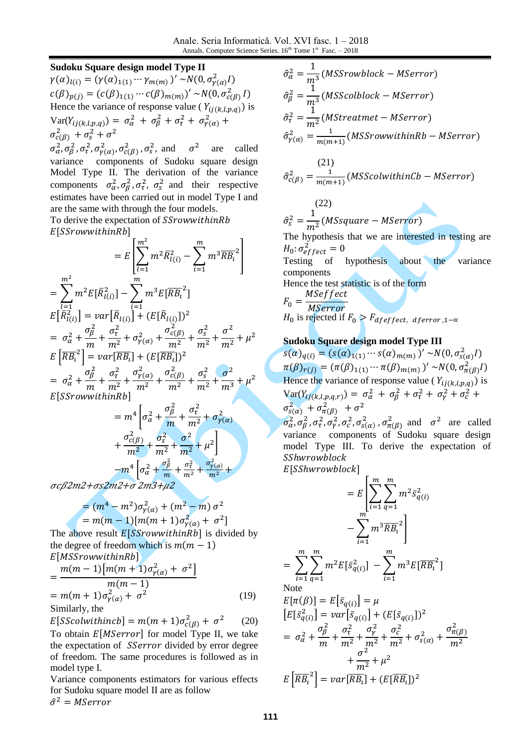**Sudoku Square design model Type II**

$\gamma(\alpha)_{l(i)} = (\gamma(\alpha)_{1(1)} \cdots \gamma_{m(m)})' \sim N(0, \sigma^2_{\gamma(\alpha)} I)$

$c(\beta)_{p(j)} = (c(\beta)_{1(1)} \cdots c(\beta)_{m(m)})' \sim N(0, \sigma^2_{c(\beta)} I)$

Hence the variance of response value ( $Y_{ij(k,l,p,q)}$ ) is

$\text{Var}(Y_{ij(k,l,p,q)}) = \sigma^2_\alpha + \sigma^2_\beta + \sigma^2_\tau + \sigma^2_{\gamma(\alpha)} + \sigma^2_{c(\beta)} + \sigma^2_s + \sigma^2$

$\sigma^2_\alpha, \sigma^2_\beta, \sigma^2_\tau, \sigma^2_{\gamma(\alpha)}, \sigma^2_{c(\beta)}, \sigma^2_s$, and $\sigma^2$ are called variance components of Sudoku square design Model Type II. The derivation of the variance components $\sigma^2_\alpha, \sigma^2_\beta, \sigma^2_\tau$, $\sigma^2_s$ and their respective estimates have been carried out in model Type I and are the same with through the four models.

To derive the expectation of $SSrowwithinRb$

$$E[SSrowwithinRb] = E\left[\sum_{l=1}^{m^2} m^2 \bar{R}^2_{l(i)} - \sum_{i=1}^{m} m^3 \overline{RB_\iota}^2\right]$$

$$= \sum_{l=1}^{m^2} m^2 E[\bar{R}^2_{l(i)}] - \sum_{i=1}^{m} m^3 E[\overline{RB_\iota}^2]$$

$$E[\bar{R}^2_{l(i)}] = var[\bar{R}_{l(i)}] + (E[\bar{R}_{l(i)}])^2$$

$$= \sigma^2_\alpha + \frac{\sigma^2_\beta}{m} + \frac{\sigma^2_\tau}{m^2} + \sigma^2_{\gamma(\alpha)} + \frac{\sigma^2_{c(\beta)}}{m^2} + \frac{\sigma^2_s}{m^2} + \frac{\sigma^2}{m^2} + \mu^2$$

$$E\left[\overline{RB_\iota}^2\right] = var[\overline{RB_\iota}] + (E[\overline{RB_\iota}])^2$$

$$= \sigma^2_\alpha + \frac{\sigma^2_\beta}{m} + \frac{\sigma^2_\tau}{m^2} + \frac{\sigma^2_{\gamma(\alpha)}}{m^2} + \frac{\sigma^2_{c(\beta)}}{m^2} + \frac{\sigma^2_s}{m^2} + \frac{\sigma^2}{m^3} + \mu^2$$

$$E[SSrowwithinRb] = m^4\left[\sigma^2_\alpha + \frac{\sigma^2_\beta}{m} + \frac{\sigma^2_\tau}{m^2} + \sigma^2_{\gamma(\alpha)} + \frac{\sigma^2_{c(\beta)}}{m^2} + \frac{\sigma^2_s}{m^2} + \frac{\sigma^2}{m^2} + \mu^2\right]$$

$$-m^4\left[\sigma^2_\alpha + \frac{\sigma^2_\beta}{m} + \frac{\sigma^2_\tau}{m^2} + \frac{\sigma^2_{\gamma(\alpha)}}{m^2} + \right.$$

σcβ2m2+σs2m2+σ 2m3+μ2

$$= (m^4 - m^2)\sigma^2_{\gamma(\alpha)} + (m^2 - m)\,\sigma^2$$

$$= m(m-1)[m(m+1)\sigma^2_{\gamma(\alpha)} + \sigma^2]$$

The above result $E[SSrowwithinRb]$ is divided by the degree of freedom which is $m(m-1)$

$$E[MSSrowwithinRb] = \frac{m(m-1)\left[m(m+1)\sigma^2_{\gamma(\alpha)} + \sigma^2\right]}{m(m-1)}$$

$$= m(m+1)\sigma^2_{\gamma(\alpha)} + \sigma^2 \qquad (19)$$

Similarly, the

$$E[SScolwithincb] = m(m+1)\sigma^2_{c(\beta)} + \sigma^2 \qquad (20)$$

To obtain $E[MSerror]$ for model Type II, we take the expectation of $SSerror$ divided by error degree of freedom. The same procedures is followed as in model type I.

Variance components estimators for various effects for Sudoku square model II are as follow

$$\hat{\sigma}^2 = MSerror$$

$$\hat{\sigma}^2_\alpha = \frac{1}{m^3}(MSSrowblock - MSerror)$$

$$\hat{\sigma}^2_\beta = \frac{1}{m^3}(MSScolblock - MSerror)$$

$$\hat{\sigma}^2_\tau = \frac{1}{m^2}(MSStreatmet - MSerror)$$

$$\hat{\sigma}^2_{\gamma(\alpha)} = \frac{1}{m(m+1)}(MSSrowwithinRb - MSerror) \qquad (21)$$

$$\hat{\sigma}^2_{c(\beta)} = \frac{1}{m(m+1)}(MSScolwithinCb - MSerror) \qquad (22)$$

$$\hat{\sigma}^2_s = \frac{1}{m^2}(MSsquare - MSerror)$$

The hypothesis that we are interested in testing are $H_0: \sigma^2_{effect} = 0$

Testing of hypothesis about the variance components

Hence the test statistic is of the form

$$F_0 = \frac{MSeffect}{MSerror}$$

$H_0$ is rejected if $F_0 > F_{dfeffect,\ dferror,1-\alpha}$

**Sudoku Square design model Type III**

$s(\alpha)_{q(i)} = (s(\alpha)_{1(1)} \cdots s(\alpha)_{m(m)})' \sim N(0, \sigma^2_{s(\alpha)} I)$

$\pi(\beta)_{r(j)} = (\pi(\beta)_{1(1)} \cdots \pi(\beta)_{m(m)})' \sim N(0, \sigma^2_{\pi(\beta)} I)$

Hence the variance of response value ( $Y_{ij(k,l,p,q)}$ ) is

$\text{Var}(Y_{ij(k,l,p,q,r)}) = \sigma^2_\alpha + \sigma^2_\beta + \sigma^2_\tau + \sigma^2_\gamma + \sigma^2_c + \sigma^2_{s(\alpha)} + \sigma^2_{\pi(\beta)} + \sigma^2$

$\sigma^2_\alpha, \sigma^2_\beta, \sigma^2_\tau, \sigma^2_\gamma, \sigma^2_c, \sigma^2_{s(\alpha)}, \sigma^2_{\pi(\beta)}$ and $\sigma^2$ are called variance components of Sudoku square design model Type III. To derive the expectation of $SShwrowblock$

$$E[SShwrowblock] = E\left[\sum_{i=1}^{m}\sum_{q=1}^{m} m^2 \bar{s}^2_{q(i)} - \sum_{i=1}^{m} m^3 \overline{RB_\iota}^2\right]$$

$$= \sum_{i=1}^{m}\sum_{q=1}^{m} m^2 E[\bar{s}^2_{q(i)}] - \sum_{i=1}^{m} m^3 E[\overline{RB_\iota}^2]$$

Note

$$E[\pi(\beta)] = E\left[\bar{s}_{q(i)}\right] = \mu$$

$$[E[\bar{s}^2_{q(i)}] = var\left[\bar{s}_{q(i)}\right] + (E[\bar{s}_{q(i)}])^2$$

$$= \sigma^2_\alpha + \frac{\sigma^2_\beta}{m} + \frac{\sigma^2_\tau}{m^2} + \frac{\sigma^2_\gamma}{m^2} + \frac{\sigma^2_c}{m^2} + \sigma^2_{s(\alpha)} + \frac{\sigma^2_{\pi(\beta)}}{m^2} + \frac{\sigma^2}{m^2} + \mu^2$$

$$E\left[\overline{RB_\iota}^2\right] = var[\overline{RB_\iota}] + (E[\overline{RB_\iota}])^2$$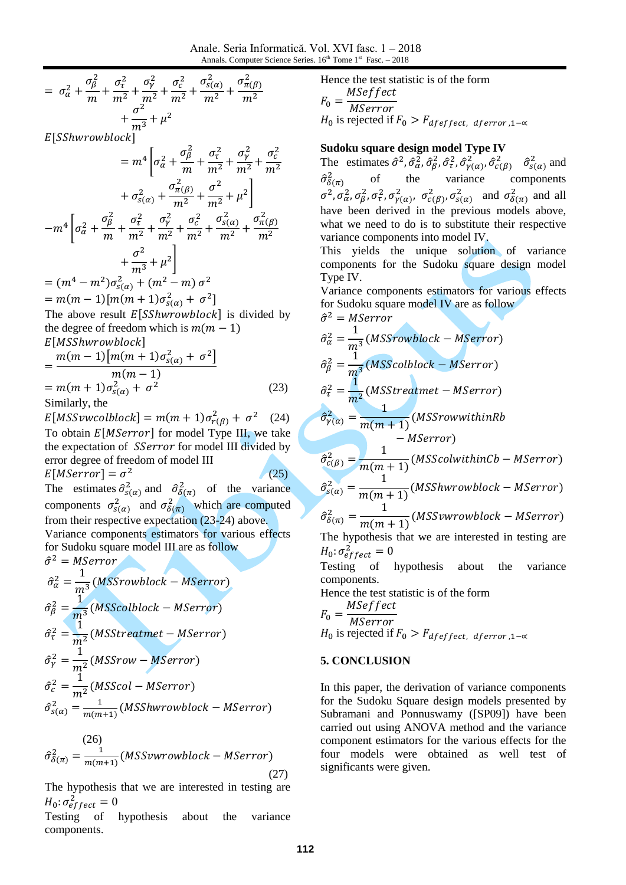$$= \sigma_\alpha^2 + \frac{\sigma_\beta^2}{m} + \frac{\sigma_\tau^2}{m^2} + \frac{\sigma_\gamma^2}{m^2} + \frac{\sigma_c^2}{m^2} + \frac{\sigma_{s(\alpha)}^2}{m^2} + \frac{\sigma_{\pi(\beta)}^2}{m^2} + \frac{\sigma^2}{m^3} + \mu^2$$

$E[SShwrowblock]$

$$= m^4\left[\sigma_\alpha^2 + \frac{\sigma_\beta^2}{m} + \frac{\sigma_\tau^2}{m^2} + \frac{\sigma_\gamma^2}{m^2} + \frac{\sigma_c^2}{m^2} + \sigma_{s(\alpha)}^2 + \frac{\sigma_{\pi(\beta)}^2}{m^2} + \frac{\sigma^2}{m^2} + \mu^2\right]$$

$$-m^4\left[\sigma_\alpha^2 + \frac{\sigma_\beta^2}{m} + \frac{\sigma_\tau^2}{m^2} + \frac{\sigma_\gamma^2}{m^2} + \frac{\sigma_c^2}{m^2} + \frac{\sigma_{s(\alpha)}^2}{m^2} + \frac{\sigma_{\pi(\beta)}^2}{m^2} + \frac{\sigma^2}{m^3} + \mu^2\right]$$

$$= (m^4 - m^2)\sigma_{s(\alpha)}^2 + (m^2 - m)\,\sigma^2$$

$$= m(m-1)[m(m+1)\sigma_{s(\alpha)}^2 + \sigma^2]$$

The above result $E[SShwrowblock]$ is divided by the degree of freedom which is $m(m-1)$

$E[MSShwrowblock]$

$$= \frac{m(m-1)[m(m+1)\sigma_{s(\alpha)}^2 + \sigma^2]}{m(m-1)}$$

$$= m(m+1)\sigma_{s(\alpha)}^2 + \sigma^2 \qquad (23)$$

Similarly, the

$$E[MSSvwcolblock] = m(m+1)\sigma_{r(\beta)}^2 + \sigma^2 \qquad (24)$$

To obtain $E[MSerror]$ for model Type III, we take the expectation of $SSerror$ for model III divided by error degree of freedom of model III

$$E[MSerror] = \sigma^2 \qquad (25)$$

The estimates $\hat{\sigma}_{s(\alpha)}^2$ and $\hat{\sigma}_{\delta(\pi)}^2$ of the variance components $\sigma_{s(\alpha)}^2$ and $\sigma_{\delta(\pi)}^2$ which are computed from their respective expectation (23-24) above.

Variance components estimators for various effects for Sudoku square model III are as follow

$$\hat{\sigma}^2 = MSerror$$

$$\hat{\sigma}_\alpha^2 = \frac{1}{m^3}(MSSrowblock - MSerror)$$

$$\hat{\sigma}_\beta^2 = \frac{1}{m^3}(MSScolblock - MSerror)$$

$$\hat{\sigma}_\tau^2 = \frac{1}{m^2}(MSStreatmet - MSerror)$$

$$\hat{\sigma}_\gamma^2 = \frac{1}{m^2}(MSSrow - MSerror)$$

$$\hat{\sigma}_c^2 = \frac{1}{m^2}(MSScol - MSerror)$$

$$\hat{\sigma}_{s(\alpha)}^2 = \frac{1}{m(m+1)}(MSShwrowblock - MSerror) \qquad (26)$$

$$\hat{\sigma}_{\delta(\pi)}^2 = \frac{1}{m(m+1)}(MSSvwrowblock - MSerror) \qquad (27)$$

The hypothesis that we are interested in testing are

$H_0: \sigma_{effect}^2 = 0$

Testing of hypothesis about the variance components.

Hence the test statistic is of the form

$$F_0 = \frac{MSeffect}{MSerror}$$

$H_0$ is rejected if $F_0 > F_{dfeffect,\ dferror,1-\alpha}$

**Sudoku square design model Type IV**

The estimates $\hat{\sigma}^2, \hat{\sigma}_\alpha^2, \hat{\sigma}_\beta^2, \hat{\sigma}_\tau^2, \hat{\sigma}_{\gamma(\alpha)}^2, \hat{\sigma}_{c(\beta)}^2$ $\hat{\sigma}_{s(\alpha)}^2$ and $\hat{\sigma}_{\delta(\pi)}^2$ of the variance components $\sigma^2, \sigma_\alpha^2, \sigma_\beta^2, \sigma_\tau^2, \sigma_{\gamma(\alpha)}^2$, $\sigma_{c(\beta)}^2, \sigma_{s(\alpha)}^2$ and $\sigma_{\delta(\pi)}^2$ and all have been derived in the previous models above, what we need to do is to substitute their respective variance components into model IV.

This yields the unique solution of variance components for the Sudoku square design model Type IV.

Variance components estimators for various effects for Sudoku square model IV are as follow

$$\hat{\sigma}^2 = MSerror$$

$$\hat{\sigma}_\alpha^2 = \frac{1}{m^3}(MSSrowblock - MSerror)$$

$$\hat{\sigma}_\beta^2 = \frac{1}{m^3}(MSScolblock - MSerror)$$

$$\hat{\sigma}_\tau^2 = \frac{1}{m^2}(MSStreatmet - MSerror)$$

$$\hat{\sigma}_{\gamma(\alpha)}^2 = \frac{1}{m(m+1)}(MSSrowwithinRb - MSerror)$$

$$\hat{\sigma}_{c(\beta)}^2 = \frac{1}{m(m+1)}(MSScolwithinCb - MSerror)$$

$$\hat{\sigma}_{s(\alpha)}^2 = \frac{1}{m(m+1)}(MSShwrowblock - MSerror)$$

$$\hat{\sigma}_{\delta(\pi)}^2 = \frac{1}{m(m+1)}(MSSvwrowblock - MSerror)$$

The hypothesis that we are interested in testing are

$H_0: \sigma_{effect}^2 = 0$

Testing of hypothesis about the variance components.

Hence the test statistic is of the form

$$F_0 = \frac{MSeffect}{MSerror}$$

$H_0$ is rejected if $F_0 > F_{dfeffect,\ dferror,1-\alpha}$

## 5. CONCLUSION

In this paper, the derivation of variance components for the Sudoku Square design models presented by Subramani and Ponnuswamy ([SP09]) have been carried out using ANOVA method and the variance component estimators for the various effects for the four models were obtained as well test of significants were given.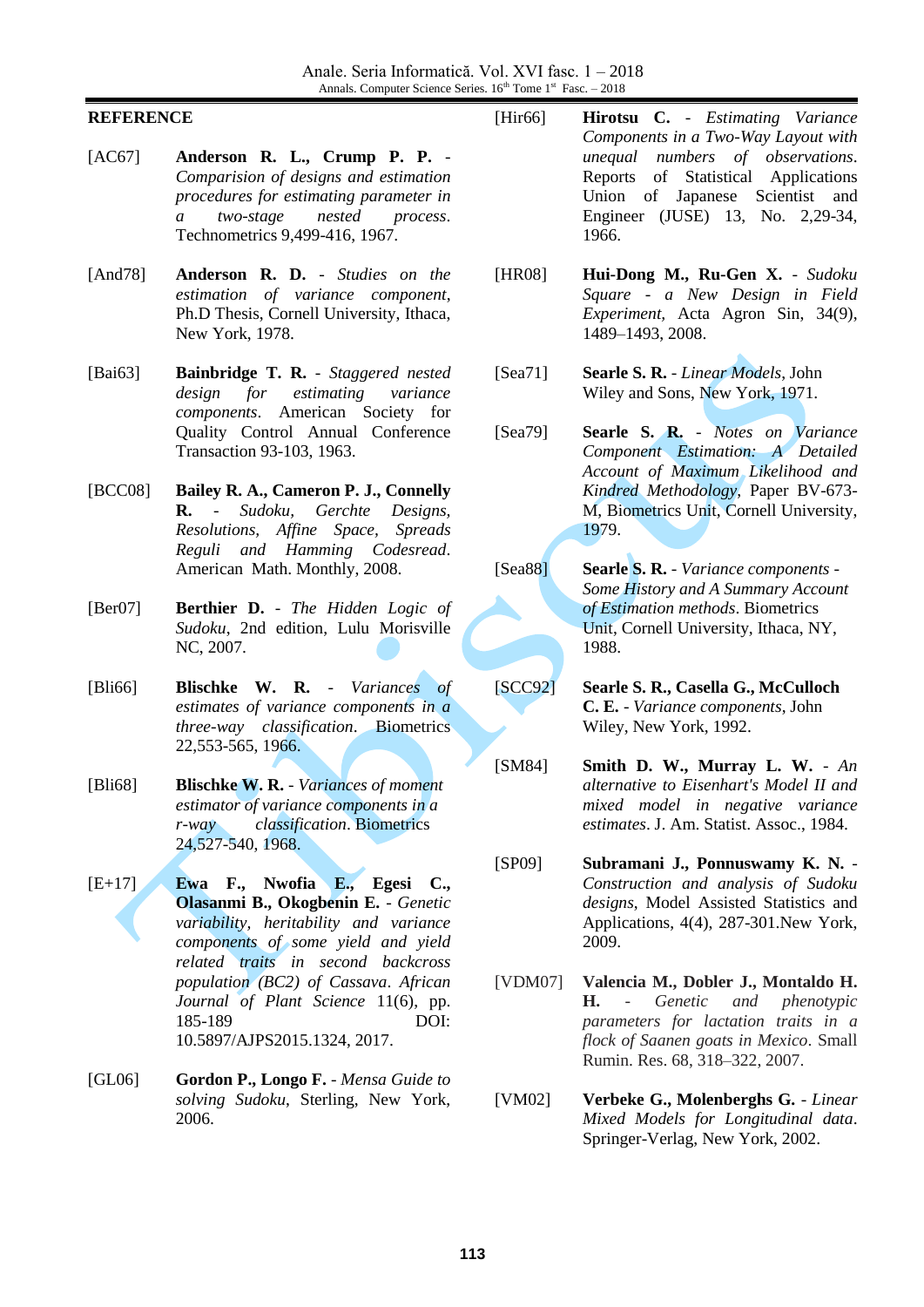## REFERENCE

[AC67] **Anderson R. L., Crump P. P.** - *Comparision of designs and estimation procedures for estimating parameter in a two-stage nested process*. Technometrics 9,499-416, 1967.

[And78] **Anderson R. D.** - *Studies on the estimation of variance component*, Ph.D Thesis, Cornell University, Ithaca, New York, 1978.

[Bai63] **Bainbridge T. R.** - *Staggered nested design for estimating variance components*. American Society for Quality Control Annual Conference Transaction 93-103, 1963.

[BCC08] **Bailey R. A., Cameron P. J., Connelly R.** - *Sudoku, Gerchte Designs, Resolutions, Affine Space, Spreads Reguli and Hamming Codesread*. American Math. Monthly, 2008.

[Ber07] **Berthier D.** - *The Hidden Logic of Sudoku*, 2nd edition, Lulu Morisville NC, 2007.

[Bli66] **Blischke W. R.** - *Variances of estimates of variance components in a three-way classification*. Biometrics 22,553-565, 1966.

[Bli68] **Blischke W. R.** - *Variances of moment estimator of variance components in a r-way classification*. Biometrics 24,527-540, 1968.

[E+17] **Ewa F., Nwofia E., Egesi C., Olasanmi B., Okogbenin E.** - *Genetic variability, heritability and variance components of some yield and yield related traits in second backcross population (BC2) of Cassava*. *African Journal of Plant Science* 11(6), pp. 185-189 DOI: 10.5897/AJPS2015.1324, 2017.

[GL06] **Gordon P., Longo F.** - *Mensa Guide to solving Sudoku*, Sterling, New York, 2006.

[Hir66] **Hirotsu C.** - *Estimating Variance Components in a Two-Way Layout with unequal numbers of observations*. Reports of Statistical Applications Union of Japanese Scientist and Engineer (JUSE) 13, No. 2,29-34, 1966.

[HR08] **Hui-Dong M., Ru-Gen X.** - *Sudoku Square - a New Design in Field Experiment*, Acta Agron Sin, 34(9), 1489–1493, 2008.

[Sea71] **Searle S. R.** - *Linear Models*, John Wiley and Sons, New York, 1971.

[Sea79] **Searle S. R.** - *Notes on Variance Component Estimation: A Detailed Account of Maximum Likelihood and Kindred Methodology*, Paper BV-673-M, Biometrics Unit, Cornell University, 1979.

[Sea88] **Searle S. R.** - *Variance components - Some History and A Summary Account of Estimation methods*. Biometrics Unit, Cornell University, Ithaca, NY, 1988.

[SCC92] **Searle S. R., Casella G., McCulloch C. E.** - *Variance components*, John Wiley, New York, 1992.

[SM84] **Smith D. W., Murray L. W.** - *An alternative to Eisenhart's Model II and mixed model in negative variance estimates*. J. Am. Statist. Assoc., 1984.

[SP09] **Subramani J., Ponnuswamy K. N.** - *Construction and analysis of Sudoku designs*, Model Assisted Statistics and Applications, 4(4), 287-301.New York, 2009.

[VDM07] **Valencia M., Dobler J., Montaldo H. H.** - *Genetic and phenotypic parameters for lactation traits in a flock of Saanen goats in Mexico*. Small Rumin. Res. 68, 318–322, 2007.

[VM02] **Verbeke G., Molenberghs G.** - *Linear Mixed Models for Longitudinal data*. Springer-Verlag, New York, 2002.